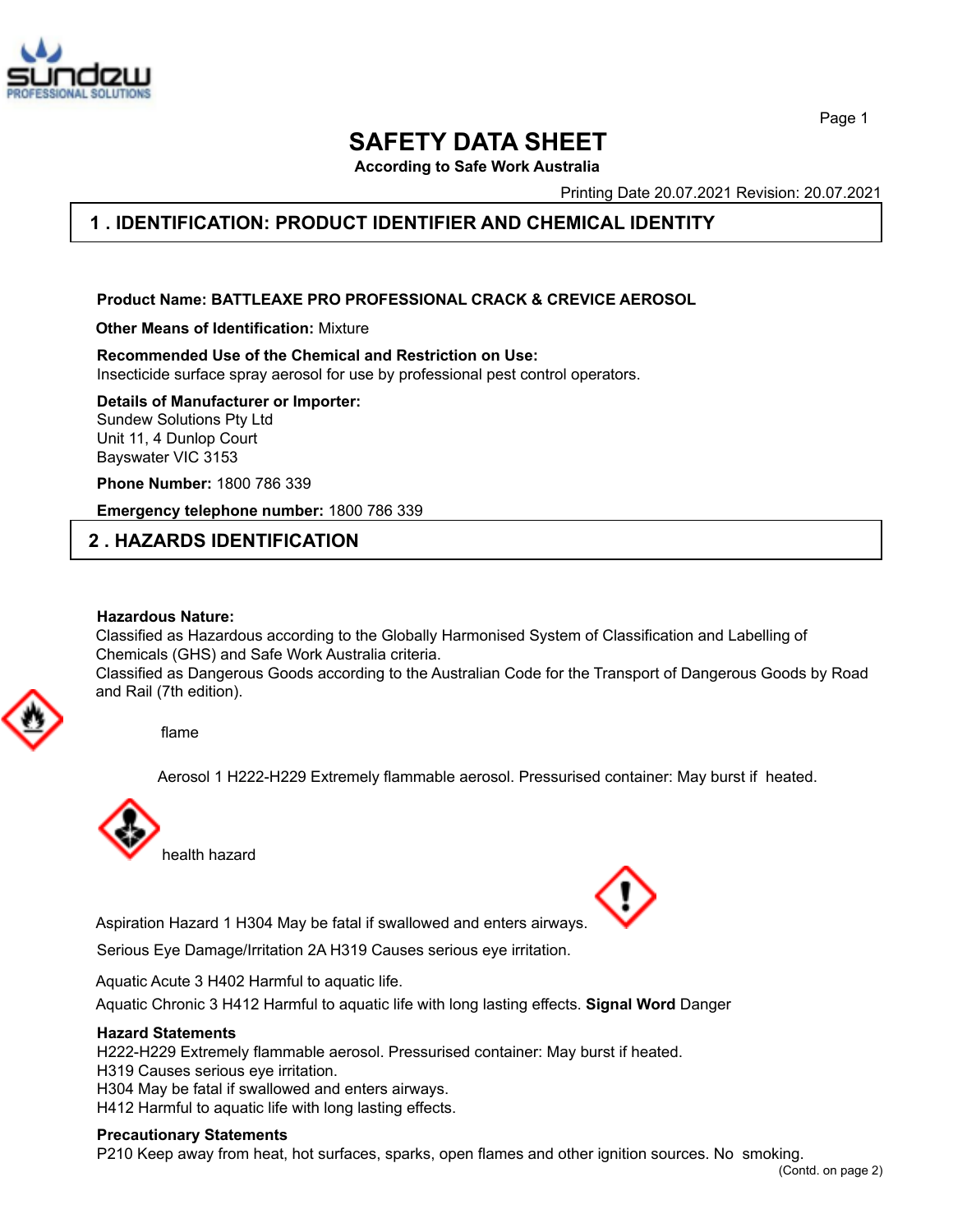# SAFETY DATA SHEET

**According to Safe Work Australia**

Printing Date 20.07.2021 Revision: 20.07.2021

## 1 . IDENTIFICATION: PRODUCT IDENTIFIER AND CHEMICAL IDENTITY

**Product Name: BATTLEAXE PRO PROFESSIONAL CRACK & CREVICE AEROSOL**

**Other Means of Identification:** Mixture

**Recommended Use of the Chemical and Restriction on Use:**
Insecticide surface spray aerosol for use by professional pest control operators.

**Details of Manufacturer or Importer:**
Sundew Solutions Pty Ltd
Unit 11, 4 Dunlop Court
Bayswater VIC 3153

**Phone Number:** 1800 786 339

**Emergency telephone number:** 1800 786 339

## 2 . HAZARDS IDENTIFICATION

**Hazardous Nature:**
Classified as Hazardous according to the Globally Harmonised System of Classification and Labelling of Chemicals (GHS) and Safe Work Australia criteria.
Classified as Dangerous Goods according to the Australian Code for the Transport of Dangerous Goods by Road and Rail (7th edition).

flame

Aerosol 1 H222-H229 Extremely flammable aerosol. Pressurised container: May burst if heated.

health hazard

Aspiration Hazard 1 H304 May be fatal if swallowed and enters airways.

Serious Eye Damage/Irritation 2A H319 Causes serious eye irritation.

Aquatic Acute 3 H402 Harmful to aquatic life.

Aquatic Chronic 3 H412 Harmful to aquatic life with long lasting effects. **Signal Word** Danger

**Hazard Statements**
H222-H229 Extremely flammable aerosol. Pressurised container: May burst if heated.
H319 Causes serious eye irritation.
H304 May be fatal if swallowed and enters airways.
H412 Harmful to aquatic life with long lasting effects.

**Precautionary Statements**
P210 Keep away from heat, hot surfaces, sparks, open flames and other ignition sources. No smoking.

(Contd. on page 2)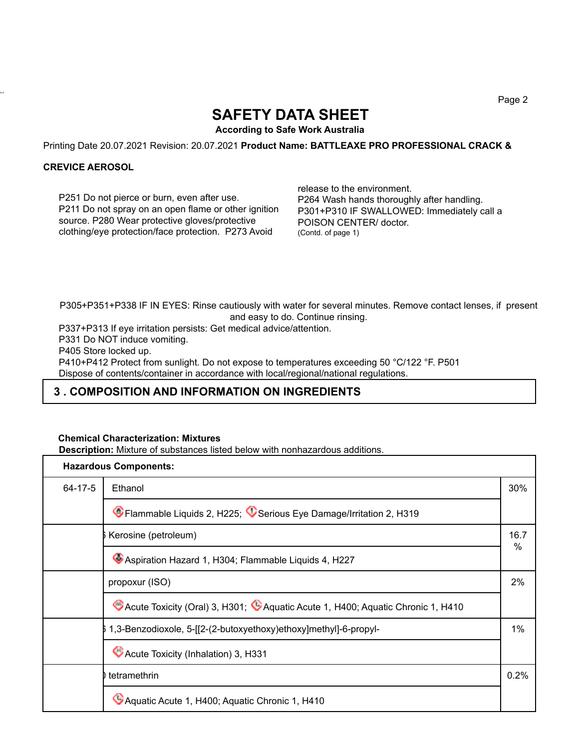# SAFETY DATA SHEET

**According to Safe Work Australia**

Printing Date 20.07.2021 Revision: 20.07.2021 **Product Name: BATTLEAXE PRO PROFESSIONAL CRACK & CREVICE AEROSOL**

P251 Do not pierce or burn, even after use.
P211 Do not spray on an open flame or other ignition source. P280 Wear protective gloves/protective clothing/eye protection/face protection. P273 Avoid release to the environment.
P264 Wash hands thoroughly after handling.
P301+P310 IF SWALLOWED: Immediately call a POISON CENTER/ doctor.
(Contd. of page 1)

P305+P351+P338 IF IN EYES: Rinse cautiously with water for several minutes. Remove contact lenses, if present and easy to do. Continue rinsing.
P337+P313 If eye irritation persists: Get medical advice/attention.
P331 Do NOT induce vomiting.
P405 Store locked up.
P410+P412 Protect from sunlight. Do not expose to temperatures exceeding 50 °C/122 °F. P501 Dispose of contents/container in accordance with local/regional/national regulations.

## 3 . COMPOSITION AND INFORMATION ON INGREDIENTS

**Chemical Characterization: Mixtures**
**Description:** Mixture of substances listed below with nonhazardous additions.

| **Hazardous Components:** | | |
|---|---|---|
| 64-17-5 | Ethanol | 30% |
| | Flammable Liquids 2, H225; Serious Eye Damage/Irritation 2, H319 | |
| | Kerosine (petroleum) | 16.7 % |
| | Aspiration Hazard 1, H304; Flammable Liquids 4, H227 | |
| | propoxur (ISO) | 2% |
| | Acute Toxicity (Oral) 3, H301; Aquatic Acute 1, H400; Aquatic Chronic 1, H410 | |
| | 1,3-Benzodioxole, 5-[[2-(2-butoxyethoxy)ethoxy]methyl]-6-propyl- | 1% |
| | Acute Toxicity (Inhalation) 3, H331 | |
| | tetramethrin | 0.2% |
| | Aquatic Acute 1, H400; Aquatic Chronic 1, H410 | |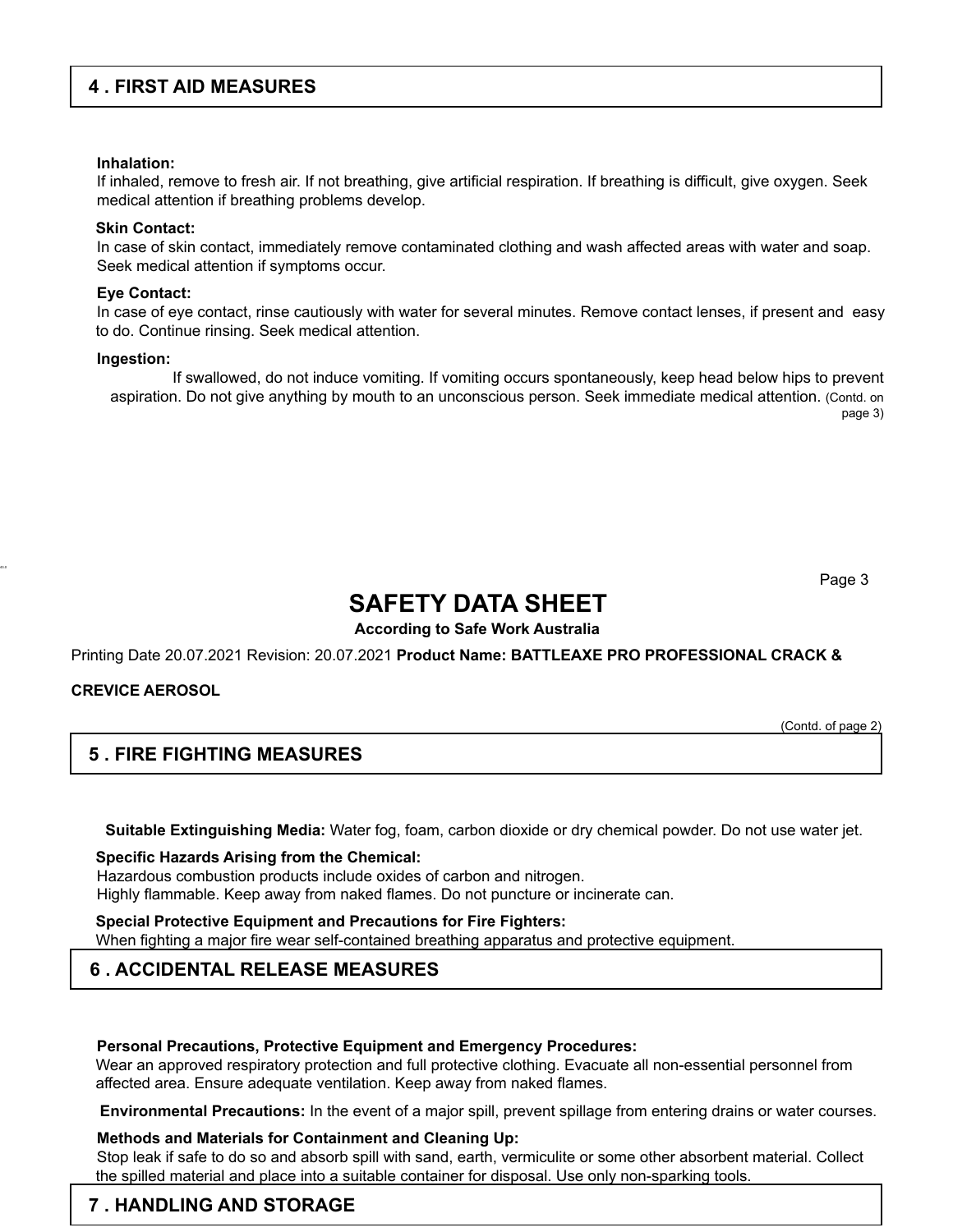## 4 . FIRST AID MEASURES

**Inhalation:**
If inhaled, remove to fresh air. If not breathing, give artificial respiration. If breathing is difficult, give oxygen. Seek medical attention if breathing problems develop.

**Skin Contact:**
In case of skin contact, immediately remove contaminated clothing and wash affected areas with water and soap. Seek medical attention if symptoms occur.

**Eye Contact:**
In case of eye contact, rinse cautiously with water for several minutes. Remove contact lenses, if present and easy to do. Continue rinsing. Seek medical attention.

**Ingestion:**
If swallowed, do not induce vomiting. If vomiting occurs spontaneously, keep head below hips to prevent aspiration. Do not give anything by mouth to an unconscious person. Seek immediate medical attention. (Contd. on page 3)

# SAFETY DATA SHEET

**According to Safe Work Australia**

Printing Date 20.07.2021 Revision: 20.07.2021 **Product Name: BATTLEAXE PRO PROFESSIONAL CRACK & CREVICE AEROSOL**

(Contd. of page 2)

## 5 . FIRE FIGHTING MEASURES

**Suitable Extinguishing Media:** Water fog, foam, carbon dioxide or dry chemical powder. Do not use water jet.

**Specific Hazards Arising from the Chemical:**
Hazardous combustion products include oxides of carbon and nitrogen.
Highly flammable. Keep away from naked flames. Do not puncture or incinerate can.

**Special Protective Equipment and Precautions for Fire Fighters:**
When fighting a major fire wear self-contained breathing apparatus and protective equipment.

## 6 . ACCIDENTAL RELEASE MEASURES

**Personal Precautions, Protective Equipment and Emergency Procedures:**
Wear an approved respiratory protection and full protective clothing. Evacuate all non-essential personnel from affected area. Ensure adequate ventilation. Keep away from naked flames.

**Environmental Precautions:** In the event of a major spill, prevent spillage from entering drains or water courses.

**Methods and Materials for Containment and Cleaning Up:**
Stop leak if safe to do so and absorb spill with sand, earth, vermiculite or some other absorbent material. Collect the spilled material and place into a suitable container for disposal. Use only non-sparking tools.

## 7 . HANDLING AND STORAGE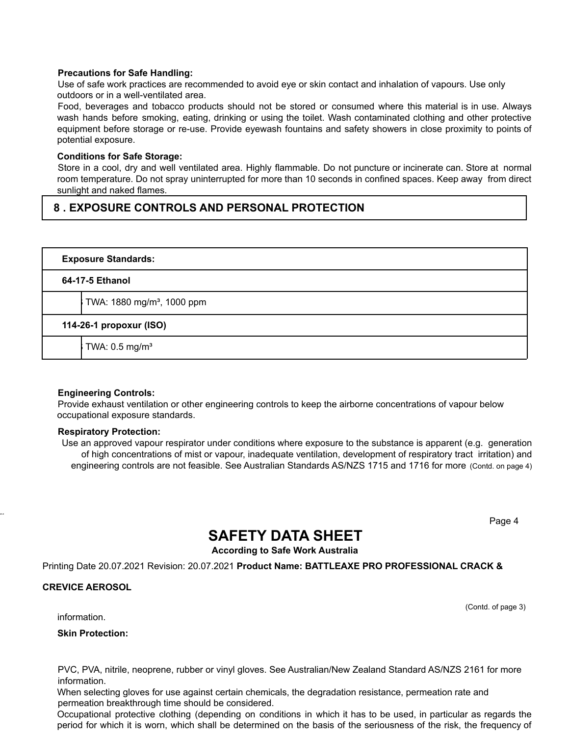**Precautions for Safe Handling:**

Use of safe work practices are recommended to avoid eye or skin contact and inhalation of vapours. Use only outdoors or in a well-ventilated area.

Food, beverages and tobacco products should not be stored or consumed where this material is in use. Always wash hands before smoking, eating, drinking or using the toilet. Wash contaminated clothing and other protective equipment before storage or re-use. Provide eyewash fountains and safety showers in close proximity to points of potential exposure.

**Conditions for Safe Storage:**

Store in a cool, dry and well ventilated area. Highly flammable. Do not puncture or incinerate can. Store at normal room temperature. Do not spray uninterrupted for more than 10 seconds in confined spaces. Keep away from direct sunlight and naked flames.

## 8 . EXPOSURE CONTROLS AND PERSONAL PROTECTION

| **Exposure Standards:** | |
|---|---|
| **64-17-5 Ethanol** | |
| | TWA: 1880 mg/m³, 1000 ppm |
| **114-26-1 propoxur (ISO)** | |
| | TWA: 0.5 mg/m³ |

**Engineering Controls:**

Provide exhaust ventilation or other engineering controls to keep the airborne concentrations of vapour below occupational exposure standards.

**Respiratory Protection:**

Use an approved vapour respirator under conditions where exposure to the substance is apparent (e.g. generation of high concentrations of mist or vapour, inadequate ventilation, development of respiratory tract irritation) and engineering controls are not feasible. See Australian Standards AS/NZS 1715 and 1716 for more (Contd. on page 4)

# SAFETY DATA SHEET

**According to Safe Work Australia**

Printing Date 20.07.2021 Revision: 20.07.2021 **Product Name: BATTLEAXE PRO PROFESSIONAL CRACK & CREVICE AEROSOL**

(Contd. of page 3)

information.

**Skin Protection:**

PVC, PVA, nitrile, neoprene, rubber or vinyl gloves. See Australian/New Zealand Standard AS/NZS 2161 for more information.

When selecting gloves for use against certain chemicals, the degradation resistance, permeation rate and permeation breakthrough time should be considered.

Occupational protective clothing (depending on conditions in which it has to be used, in particular as regards the period for which it is worn, which shall be determined on the basis of the seriousness of the risk, the frequency of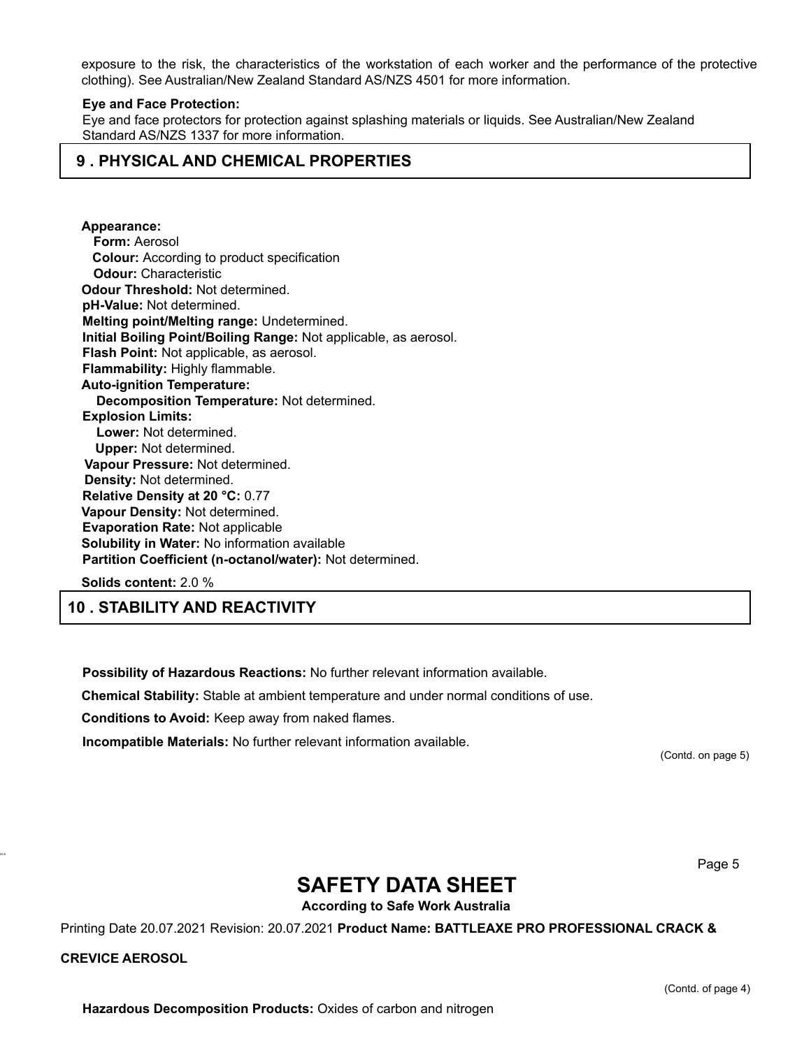exposure to the risk, the characteristics of the workstation of each worker and the performance of the protective clothing). See Australian/New Zealand Standard AS/NZS 4501 for more information.

**Eye and Face Protection:**
Eye and face protectors for protection against splashing materials or liquids. See Australian/New Zealand Standard AS/NZS 1337 for more information.

## 9 . PHYSICAL AND CHEMICAL PROPERTIES

**Appearance:**
**Form:** Aerosol
**Colour:** According to product specification
**Odour:** Characteristic
**Odour Threshold:** Not determined.
**pH-Value:** Not determined.
**Melting point/Melting range:** Undetermined.
**Initial Boiling Point/Boiling Range:** Not applicable, as aerosol.
**Flash Point:** Not applicable, as aerosol.
**Flammability:** Highly flammable.
**Auto-ignition Temperature:**
**Decomposition Temperature:** Not determined.
**Explosion Limits:**
**Lower:** Not determined.
**Upper:** Not determined.
**Vapour Pressure:** Not determined.
**Density:** Not determined.
**Relative Density at 20 °C:** 0.77
**Vapour Density:** Not determined.
**Evaporation Rate:** Not applicable
**Solubility in Water:** No information available
**Partition Coefficient (n-octanol/water):** Not determined.

**Solids content:** 2.0 %

## 10 . STABILITY AND REACTIVITY

**Possibility of Hazardous Reactions:** No further relevant information available.

**Chemical Stability:** Stable at ambient temperature and under normal conditions of use.

**Conditions to Avoid:** Keep away from naked flames.

**Incompatible Materials:** No further relevant information available.

**Hazardous Decomposition Products:** Oxides of carbon and nitrogen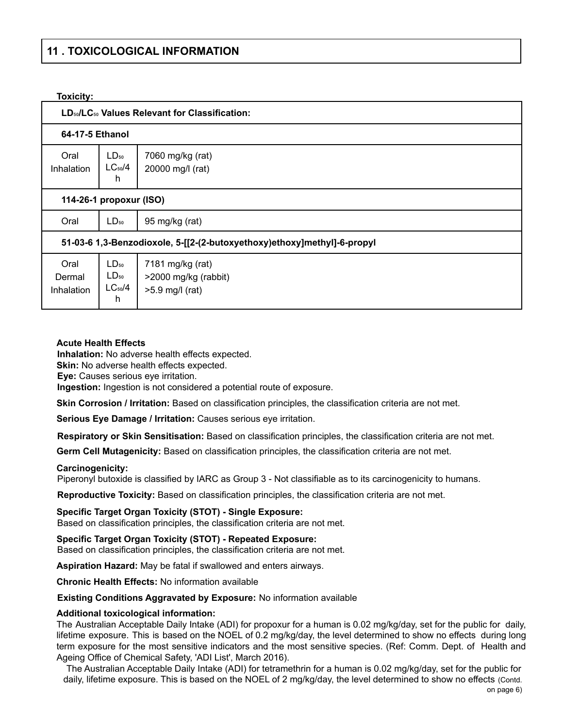## 11 . TOXICOLOGICAL INFORMATION

**Toxicity:**

| **$LD_{50}$/$LC_{50}$ Values Relevant for Classification:** | | |
|---|---|---|
| **64-17-5 Ethanol** | | |
| Oral<br>Inhalation | $LD_{50}$<br>$LC_{50}$/4 h | 7060 mg/kg (rat)<br>20000 mg/l (rat) |
| **114-26-1 propoxur (ISO)** | | |
| Oral | $LD_{50}$ | 95 mg/kg (rat) |
| **51-03-6 1,3-Benzodioxole, 5-[[2-(2-butoxyethoxy)ethoxy]methyl]-6-propyl** | | |
| Oral<br>Dermal<br>Inhalation | $LD_{50}$<br>$LD_{50}$<br>$LC_{50}$/4 h | 7181 mg/kg (rat)<br>>2000 mg/kg (rabbit)<br>>5.9 mg/l (rat) |

**Acute Health Effects**

**Inhalation:** No adverse health effects expected.
**Skin:** No adverse health effects expected.
**Eye:** Causes serious eye irritation.
**Ingestion:** Ingestion is not considered a potential route of exposure.

**Skin Corrosion / Irritation:** Based on classification principles, the classification criteria are not met.

**Serious Eye Damage / Irritation:** Causes serious eye irritation.

**Respiratory or Skin Sensitisation:** Based on classification principles, the classification criteria are not met.

**Germ Cell Mutagenicity:** Based on classification principles, the classification criteria are not met.

**Carcinogenicity:**
Piperonyl butoxide is classified by IARC as Group 3 - Not classifiable as to its carcinogenicity to humans.

**Reproductive Toxicity:** Based on classification principles, the classification criteria are not met.

**Specific Target Organ Toxicity (STOT) - Single Exposure:**
Based on classification principles, the classification criteria are not met.

**Specific Target Organ Toxicity (STOT) - Repeated Exposure:**
Based on classification principles, the classification criteria are not met.

**Aspiration Hazard:** May be fatal if swallowed and enters airways.

**Chronic Health Effects:** No information available

**Existing Conditions Aggravated by Exposure:** No information available

**Additional toxicological information:**
The Australian Acceptable Daily Intake (ADI) for propoxur for a human is 0.02 mg/kg/day, set for the public for daily, lifetime exposure. This is based on the NOEL of 0.2 mg/kg/day, the level determined to show no effects during long term exposure for the most sensitive indicators and the most sensitive species. (Ref: Comm. Dept. of Health and Ageing Office of Chemical Safety, 'ADI List', March 2016).

The Australian Acceptable Daily Intake (ADI) for tetramethrin for a human is 0.02 mg/kg/day, set for the public for daily, lifetime exposure. This is based on the NOEL of 2 mg/kg/day, the level determined to show no effects (Contd. on page 6)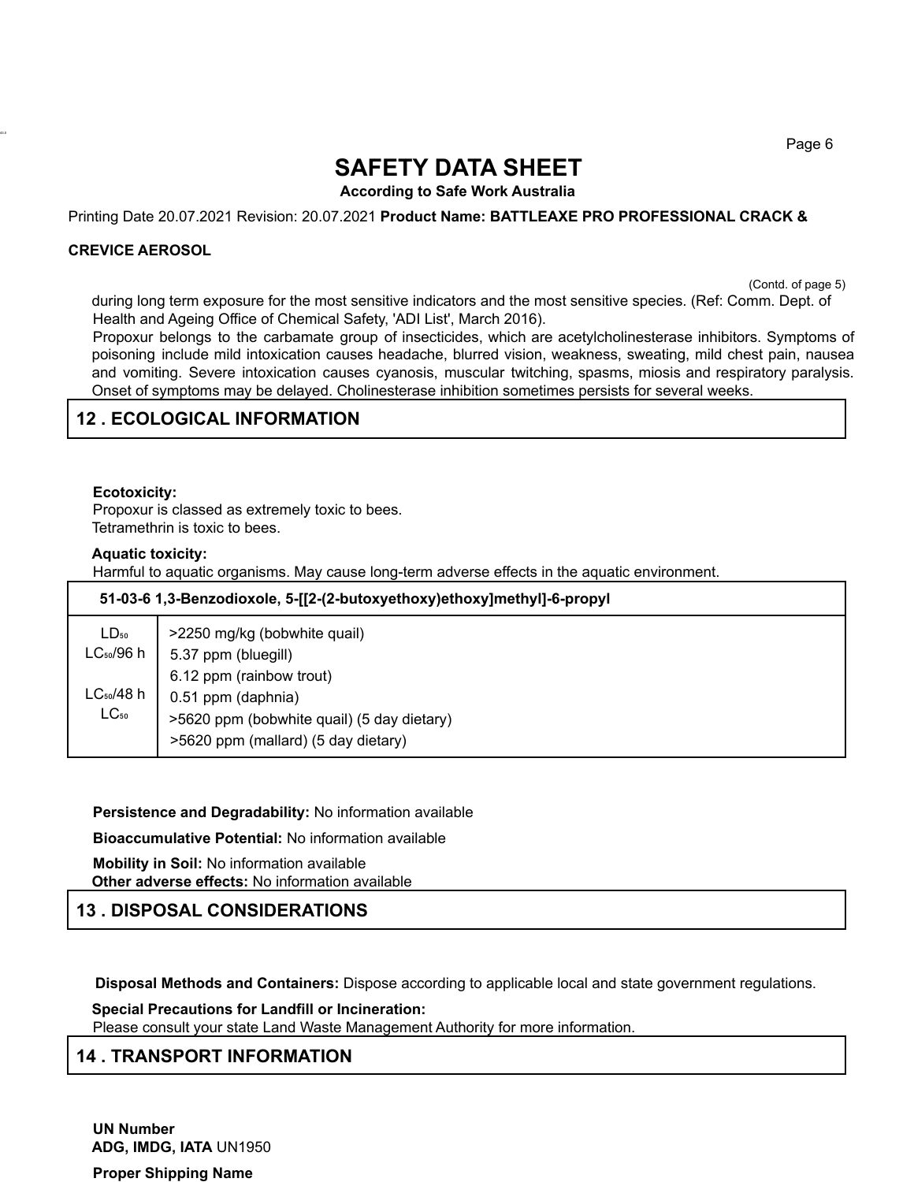(Contd. of page 5)

during long term exposure for the most sensitive indicators and the most sensitive species. (Ref: Comm. Dept. of Health and Ageing Office of Chemical Safety, 'ADI List', March 2016).

Propoxur belongs to the carbamate group of insecticides, which are acetylcholinesterase inhibitors. Symptoms of poisoning include mild intoxication causes headache, blurred vision, weakness, sweating, mild chest pain, nausea and vomiting. Severe intoxication causes cyanosis, muscular twitching, spasms, miosis and respiratory paralysis. Onset of symptoms may be delayed. Cholinesterase inhibition sometimes persists for several weeks.

## 12 . ECOLOGICAL INFORMATION

**Ecotoxicity:**

Propoxur is classed as extremely toxic to bees.

Tetramethrin is toxic to bees.

**Aquatic toxicity:**

Harmful to aquatic organisms. May cause long-term adverse effects in the aquatic environment.

| 51-03-6 1,3-Benzodioxole, 5-[[2-(2-butoxyethoxy)ethoxy]methyl]-6-propyl | |
|---|---|
| $LD_{50}$ | >2250 mg/kg (bobwhite quail) |
| $LC_{50}$/96 h | 5.37 ppm (bluegill) |
| | 6.12 ppm (rainbow trout) |
| $LC_{50}$/48 h | 0.51 ppm (daphnia) |
| $LC_{50}$ | >5620 ppm (bobwhite quail) (5 day dietary) |
| | >5620 ppm (mallard) (5 day dietary) |

**Persistence and Degradability:** No information available

**Bioaccumulative Potential:** No information available

**Mobility in Soil:** No information available

**Other adverse effects:** No information available

## 13 . DISPOSAL CONSIDERATIONS

**Disposal Methods and Containers:** Dispose according to applicable local and state government regulations.

**Special Precautions for Landfill or Incineration:**

Please consult your state Land Waste Management Authority for more information.

## 14 . TRANSPORT INFORMATION

**UN Number**

**ADG, IMDG, IATA** UN1950

**Proper Shipping Name**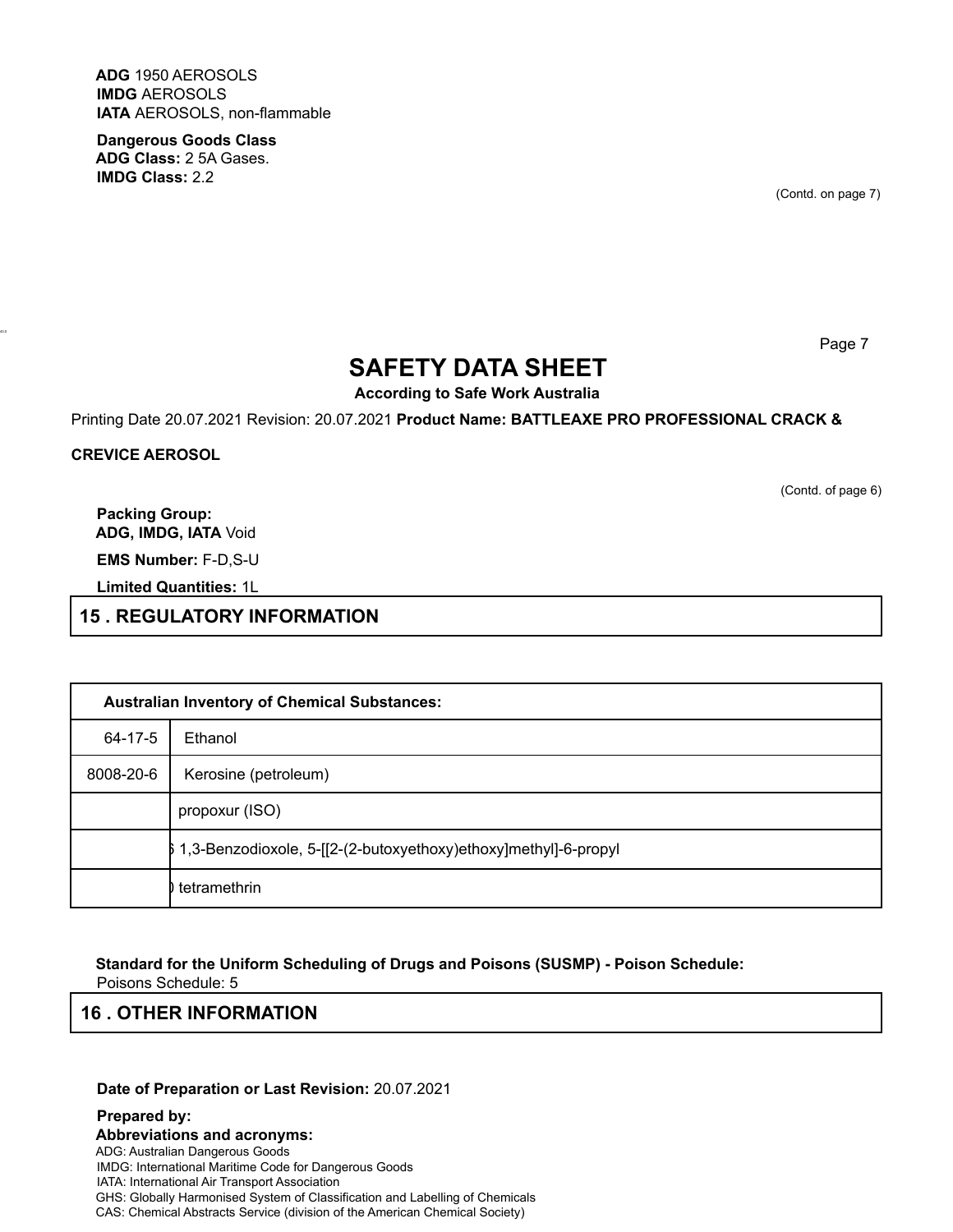**ADG** 1950 AEROSOLS
**IMDG** AEROSOLS
**IATA** AEROSOLS, non-flammable

**Dangerous Goods Class**
**ADG Class:** 2 5A Gases.
**IMDG Class:** 2.2

(Contd. on page 7)

# SAFETY DATA SHEET

**According to Safe Work Australia**

Printing Date 20.07.2021 Revision: 20.07.2021 **Product Name: BATTLEAXE PRO PROFESSIONAL CRACK & CREVICE AEROSOL**

(Contd. of page 6)

**Packing Group:**
**ADG, IMDG, IATA** Void

**EMS Number:** F-D,S-U

**Limited Quantities:** 1L

## 15 . REGULATORY INFORMATION

| Australian Inventory of Chemical Substances: | |
|---|---|
| 64-17-5 | Ethanol |
| 8008-20-6 | Kerosine (petroleum) |
| | propoxur (ISO) |
| | 1,3-Benzodioxole, 5-[[2-(2-butoxyethoxy)ethoxy]methyl]-6-propyl |
| | tetramethrin |

**Standard for the Uniform Scheduling of Drugs and Poisons (SUSMP) - Poison Schedule:**
Poisons Schedule: 5

## 16 . OTHER INFORMATION

**Date of Preparation or Last Revision:** 20.07.2021

**Prepared by:**
**Abbreviations and acronyms:**
ADG: Australian Dangerous Goods
IMDG: International Maritime Code for Dangerous Goods
IATA: International Air Transport Association
GHS: Globally Harmonised System of Classification and Labelling of Chemicals
CAS: Chemical Abstracts Service (division of the American Chemical Society)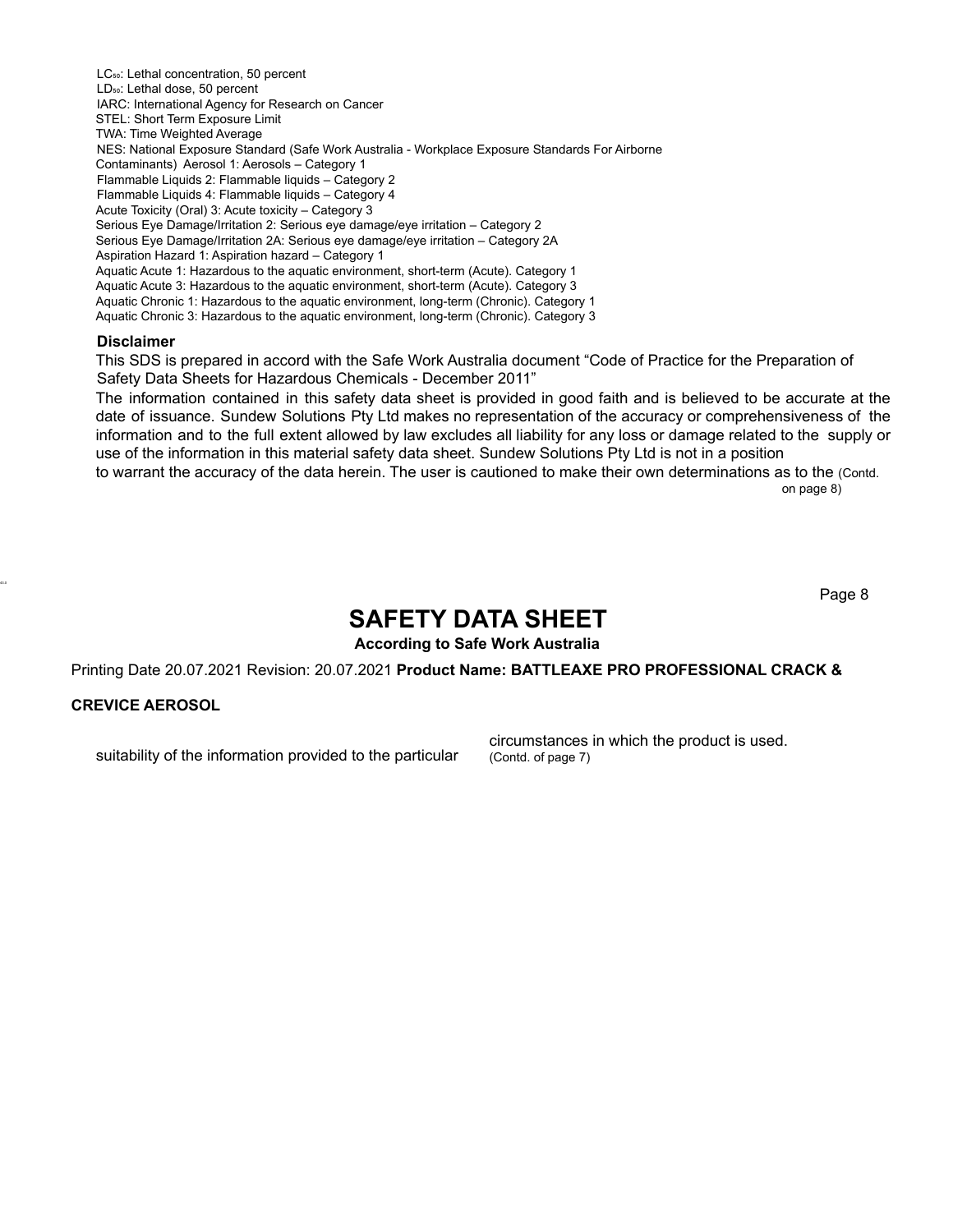$LC_{50}$: Lethal concentration, 50 percent
$LD_{50}$: Lethal dose, 50 percent
IARC: International Agency for Research on Cancer
STEL: Short Term Exposure Limit
TWA: Time Weighted Average
NES: National Exposure Standard (Safe Work Australia - Workplace Exposure Standards For Airborne Contaminants)
Aerosol 1: Aerosols – Category 1
Flammable Liquids 2: Flammable liquids – Category 2
Flammable Liquids 4: Flammable liquids – Category 4
Acute Toxicity (Oral) 3: Acute toxicity – Category 3
Serious Eye Damage/Irritation 2: Serious eye damage/eye irritation – Category 2
Serious Eye Damage/Irritation 2A: Serious eye damage/eye irritation – Category 2A
Aspiration Hazard 1: Aspiration hazard – Category 1
Aquatic Acute 1: Hazardous to the aquatic environment, short-term (Acute). Category 1
Aquatic Acute 3: Hazardous to the aquatic environment, short-term (Acute). Category 3
Aquatic Chronic 1: Hazardous to the aquatic environment, long-term (Chronic). Category 1
Aquatic Chronic 3: Hazardous to the aquatic environment, long-term (Chronic). Category 3

**Disclaimer**

This SDS is prepared in accord with the Safe Work Australia document "Code of Practice for the Preparation of Safety Data Sheets for Hazardous Chemicals - December 2011"

The information contained in this safety data sheet is provided in good faith and is believed to be accurate at the date of issuance. Sundew Solutions Pty Ltd makes no representation of the accuracy or comprehensiveness of the information and to the full extent allowed by law excludes all liability for any loss or damage related to the supply or use of the information in this material safety data sheet. Sundew Solutions Pty Ltd is not in a position to warrant the accuracy of the data herein. The user is cautioned to make their own determinations as to the suitability of the information provided to the particular circumstances in which the product is used.